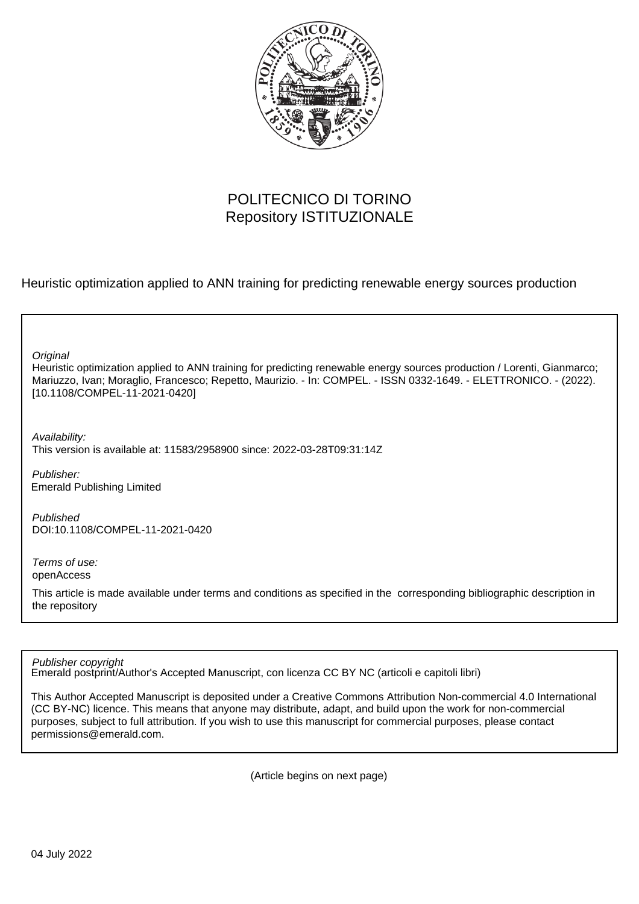POLITECNICO DI TORINO
Repository ISTITUZIONALE

Heuristic optimization applied to ANN training for predicting renewable energy sources production

*Original*
Heuristic optimization applied to ANN training for predicting renewable energy sources production / Lorenti, Gianmarco; Mariuzzo, Ivan; Moraglio, Francesco; Repetto, Maurizio. - In: COMPEL. - ISSN 0332-1649. - ELETTRONICO. - (2022). [10.1108/COMPEL-11-2021-0420]

*Availability:*
This version is available at: 11583/2958900 since: 2022-03-28T09:31:14Z

*Publisher:*
Emerald Publishing Limited

*Published*
DOI:10.1108/COMPEL-11-2021-0420

*Terms of use:*
openAccess

This article is made available under terms and conditions as specified in the corresponding bibliographic description in the repository

*Publisher copyright*
Emerald postprint/Author's Accepted Manuscript, con licenza CC BY NC (articoli e capitoli libri)

This Author Accepted Manuscript is deposited under a Creative Commons Attribution Non-commercial 4.0 International (CC BY-NC) licence. This means that anyone may distribute, adapt, and build upon the work for non-commercial purposes, subject to full attribution. If you wish to use this manuscript for commercial purposes, please contact permissions@emerald.com.

(Article begins on next page)

04 July 2022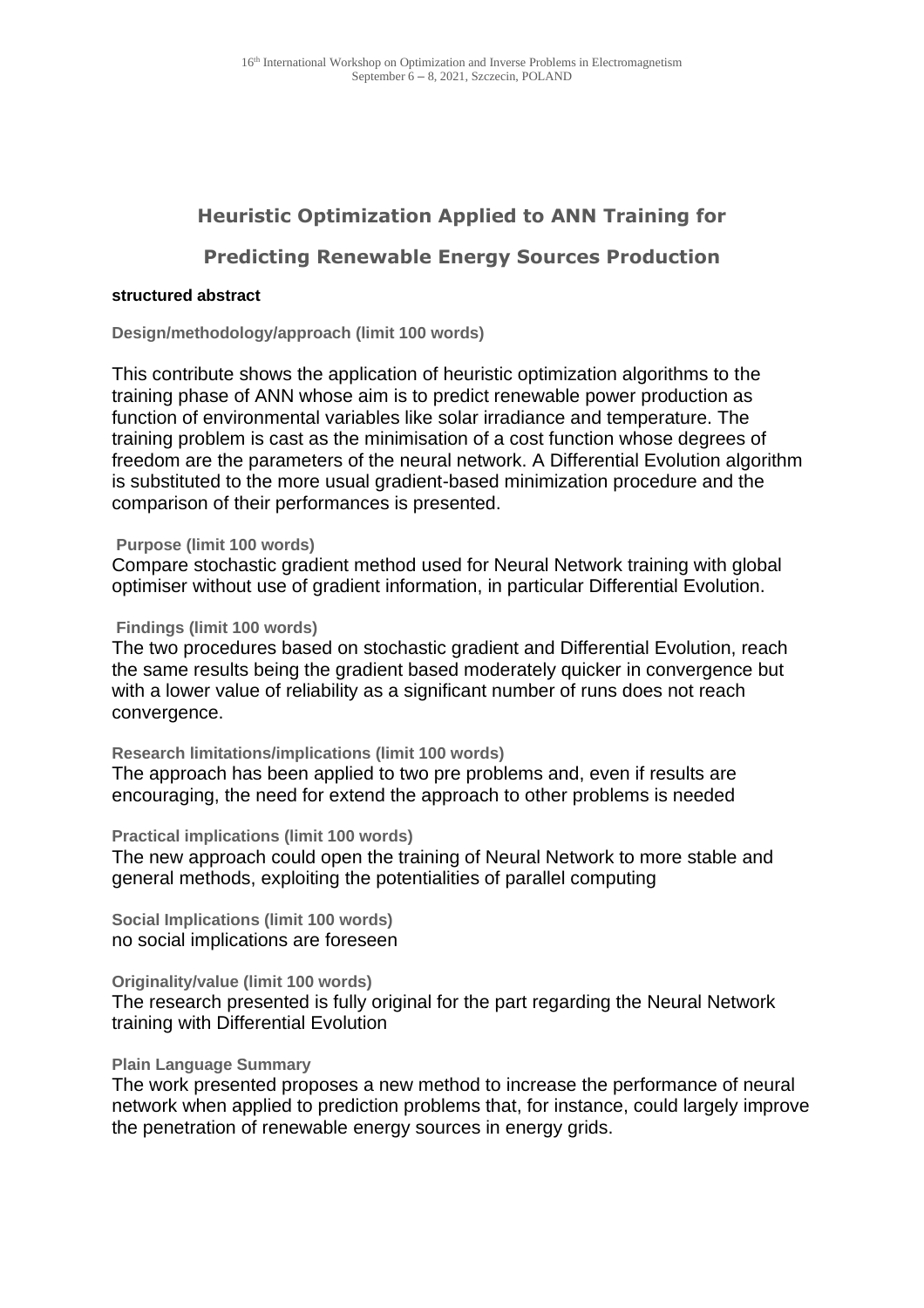# Heuristic Optimization Applied to ANN Training for Predicting Renewable Energy Sources Production

**structured abstract**

**Design/methodology/approach (limit 100 words)**

This contribute shows the application of heuristic optimization algorithms to the training phase of ANN whose aim is to predict renewable power production as function of environmental variables like solar irradiance and temperature. The training problem is cast as the minimisation of a cost function whose degrees of freedom are the parameters of the neural network. A Differential Evolution algorithm is substituted to the more usual gradient-based minimization procedure and the comparison of their performances is presented.

**Purpose (limit 100 words)**

Compare stochastic gradient method used for Neural Network training with global optimiser without use of gradient information, in particular Differential Evolution.

**Findings (limit 100 words)**

The two procedures based on stochastic gradient and Differential Evolution, reach the same results being the gradient based moderately quicker in convergence but with a lower value of reliability as a significant number of runs does not reach convergence.

**Research limitations/implications (limit 100 words)**

The approach has been applied to two pre problems and, even if results are encouraging, the need for extend the approach to other problems is needed

**Practical implications (limit 100 words)**

The new approach could open the training of Neural Network to more stable and general methods, exploiting the potentialities of parallel computing

**Social Implications (limit 100 words)**

no social implications are foreseen

**Originality/value (limit 100 words)**

The research presented is fully original for the part regarding the Neural Network training with Differential Evolution

**Plain Language Summary**

The work presented proposes a new method to increase the performance of neural network when applied to prediction problems that, for instance, could largely improve the penetration of renewable energy sources in energy grids.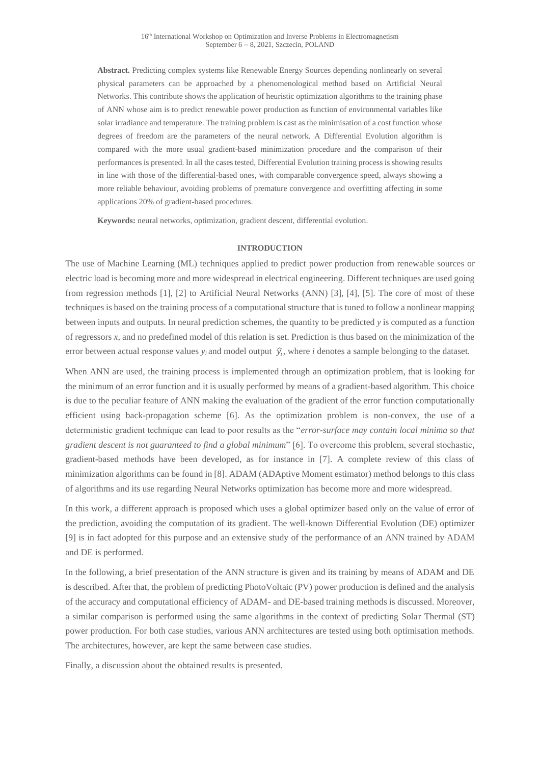**Abstract.** Predicting complex systems like Renewable Energy Sources depending nonlinearly on several physical parameters can be approached by a phenomenological method based on Artificial Neural Networks. This contribute shows the application of heuristic optimization algorithms to the training phase of ANN whose aim is to predict renewable power production as function of environmental variables like solar irradiance and temperature. The training problem is cast as the minimisation of a cost function whose degrees of freedom are the parameters of the neural network. A Differential Evolution algorithm is compared with the more usual gradient-based minimization procedure and the comparison of their performances is presented. In all the cases tested, Differential Evolution training process is showing results in line with those of the differential-based ones, with comparable convergence speed, always showing a more reliable behaviour, avoiding problems of premature convergence and overfitting affecting in some applications 20% of gradient-based procedures.

**Keywords:** neural networks, optimization, gradient descent, differential evolution.

## INTRODUCTION

The use of Machine Learning (ML) techniques applied to predict power production from renewable sources or electric load is becoming more and more widespread in electrical engineering. Different techniques are used going from regression methods [1], [2] to Artificial Neural Networks (ANN) [3], [4], [5]. The core of most of these techniques is based on the training process of a computational structure that is tuned to follow a nonlinear mapping between inputs and outputs. In neural prediction schemes, the quantity to be predicted $y$ is computed as a function of regressors $x$, and no predefined model of this relation is set. Prediction is thus based on the minimization of the error between actual response values $y_i$ and model output $\hat{y}_i$, where $i$ denotes a sample belonging to the dataset.

When ANN are used, the training process is implemented through an optimization problem, that is looking for the minimum of an error function and it is usually performed by means of a gradient-based algorithm. This choice is due to the peculiar feature of ANN making the evaluation of the gradient of the error function computationally efficient using back-propagation scheme [6]. As the optimization problem is non-convex, the use of a deterministic gradient technique can lead to poor results as the "*error-surface may contain local minima so that gradient descent is not guaranteed to find a global minimum*" [6]. To overcome this problem, several stochastic, gradient-based methods have been developed, as for instance in [7]. A complete review of this class of minimization algorithms can be found in [8]. ADAM (ADAptive Moment estimator) method belongs to this class of algorithms and its use regarding Neural Networks optimization has become more and more widespread.

In this work, a different approach is proposed which uses a global optimizer based only on the value of error of the prediction, avoiding the computation of its gradient. The well-known Differential Evolution (DE) optimizer [9] is in fact adopted for this purpose and an extensive study of the performance of an ANN trained by ADAM and DE is performed.

In the following, a brief presentation of the ANN structure is given and its training by means of ADAM and DE is described. After that, the problem of predicting PhotoVoltaic (PV) power production is defined and the analysis of the accuracy and computational efficiency of ADAM- and DE-based training methods is discussed. Moreover, a similar comparison is performed using the same algorithms in the context of predicting Solar Thermal (ST) power production. For both case studies, various ANN architectures are tested using both optimisation methods. The architectures, however, are kept the same between case studies.

Finally, a discussion about the obtained results is presented.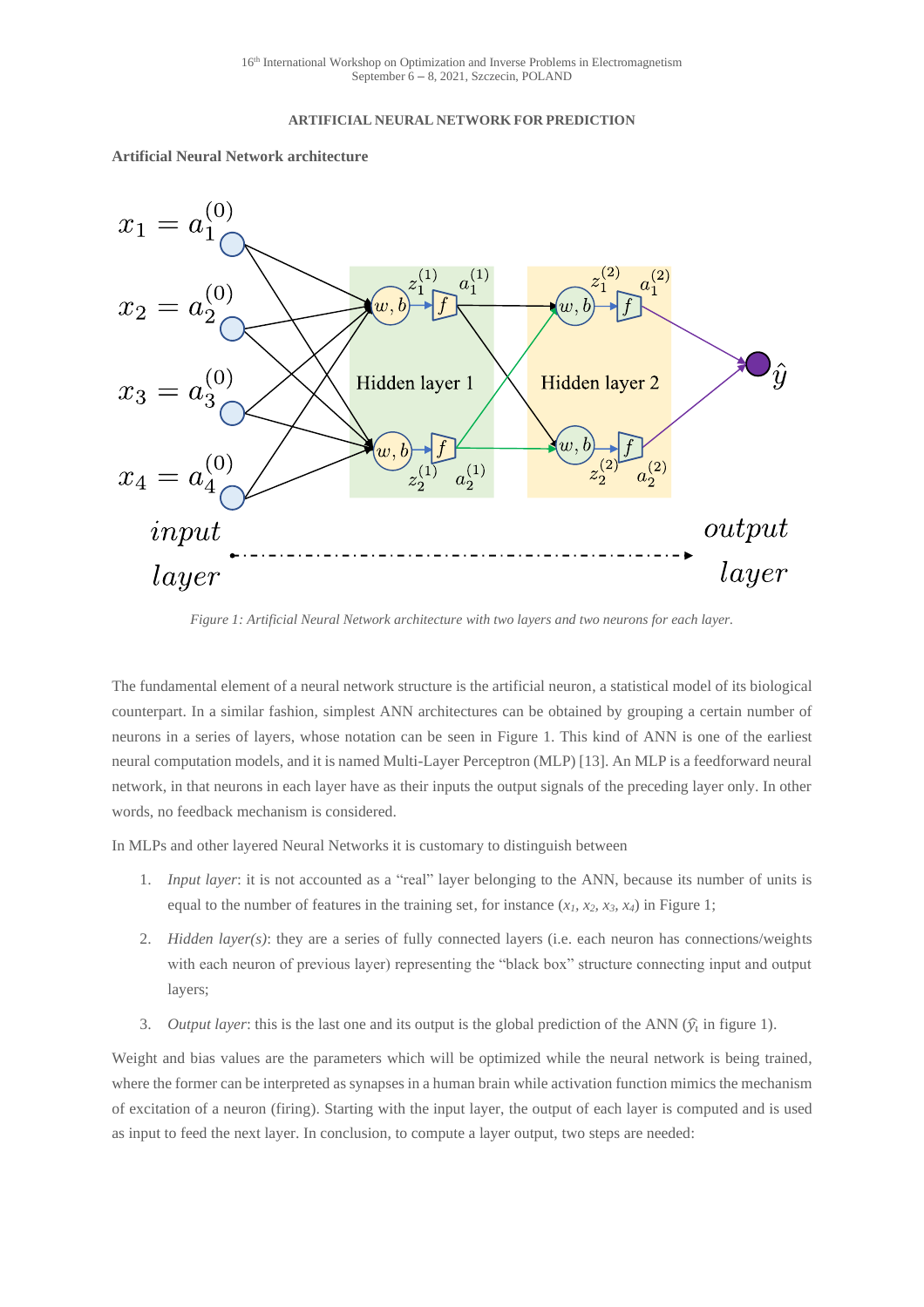## ARTIFICIAL NEURAL NETWORK FOR PREDICTION

### Artificial Neural Network architecture

*Figure 1: Artificial Neural Network architecture with two layers and two neurons for each layer.*

The fundamental element of a neural network structure is the artificial neuron, a statistical model of its biological counterpart. In a similar fashion, simplest ANN architectures can be obtained by grouping a certain number of neurons in a series of layers, whose notation can be seen in Figure 1. This kind of ANN is one of the earliest neural computation models, and it is named Multi-Layer Perceptron (MLP) [13]. An MLP is a feedforward neural network, in that neurons in each layer have as their inputs the output signals of the preceding layer only. In other words, no feedback mechanism is considered.

In MLPs and other layered Neural Networks it is customary to distinguish between

1. *Input layer*: it is not accounted as a "real" layer belonging to the ANN, because its number of units is equal to the number of features in the training set, for instance ($x_1$, $x_2$, $x_3$, $x_4$) in Figure 1;
2. *Hidden layer(s)*: they are a series of fully connected layers (i.e. each neuron has connections/weights with each neuron of previous layer) representing the "black box" structure connecting input and output layers;
3. *Output layer*: this is the last one and its output is the global prediction of the ANN ($\hat{y}_i$ in figure 1).

Weight and bias values are the parameters which will be optimized while the neural network is being trained, where the former can be interpreted as synapses in a human brain while activation function mimics the mechanism of excitation of a neuron (firing). Starting with the input layer, the output of each layer is computed and is used as input to feed the next layer. In conclusion, to compute a layer output, two steps are needed: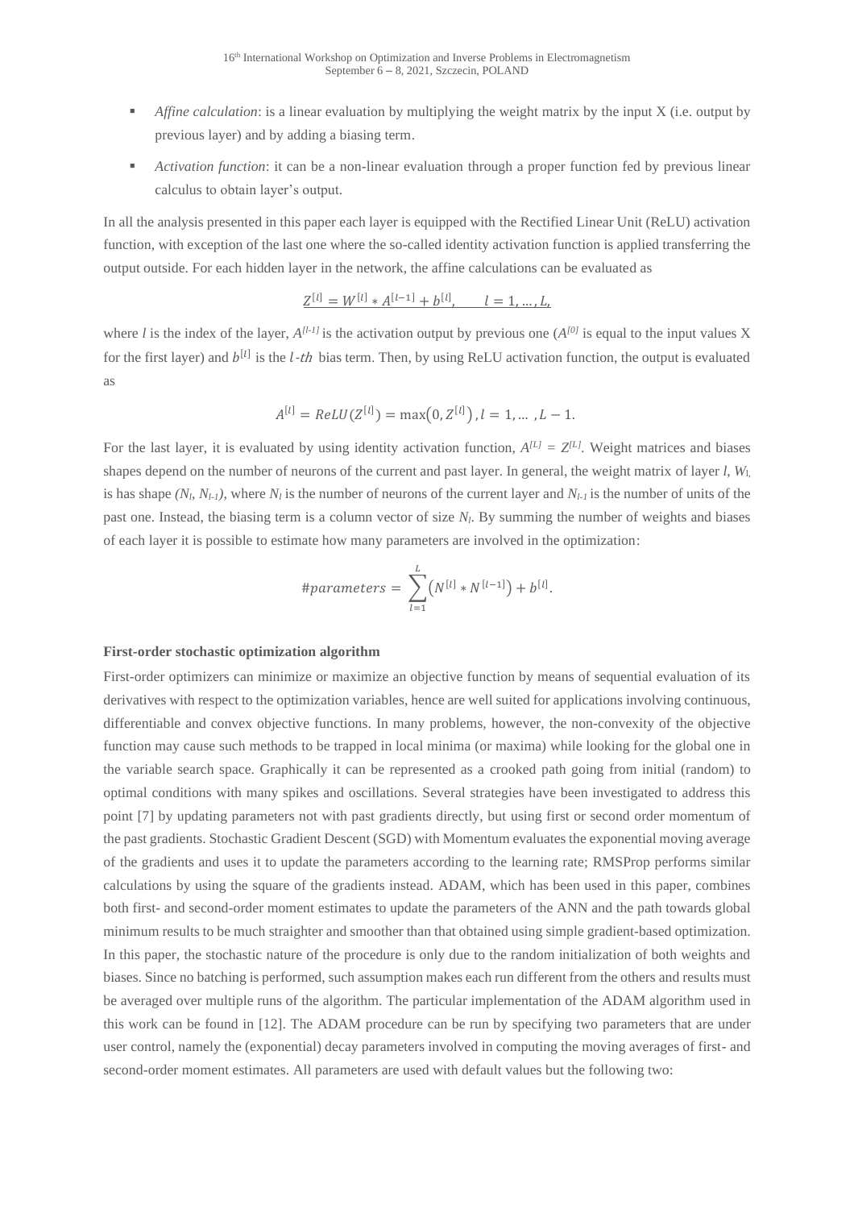- *Affine calculation*: is a linear evaluation by multiplying the weight matrix by the input X (i.e. output by previous layer) and by adding a biasing term.
- *Activation function*: it can be a non-linear evaluation through a proper function fed by previous linear calculus to obtain layer's output.

In all the analysis presented in this paper each layer is equipped with the Rectified Linear Unit (ReLU) activation function, with exception of the last one where the so-called identity activation function is applied transferring the output outside. For each hidden layer in the network, the affine calculations can be evaluated as

$$\underline{Z^{[l]} = W^{[l]} * A^{[l-1]} + b^{[l]}, \qquad l = 1, \dots, L,}$$

where $l$ is the index of the layer, $A^{[l-1]}$ is the activation output by previous one ($A^{[0]}$ is equal to the input values X for the first layer) and $b^{[l]}$ is the $l$-$th$ bias term. Then, by using ReLU activation function, the output is evaluated as

$$A^{[l]} = ReLU(Z^{[l]}) = \max(0, Z^{[l]}), l = 1, \dots, L-1.$$

For the last layer, it is evaluated by using identity activation function, $A^{[L]} = Z^{[L]}$. Weight matrices and biases shapes depend on the number of neurons of the current and past layer. In general, the weight matrix of layer $l$, $W_l$, is has shape $(N_l, N_{l-1})$, where $N_l$ is the number of neurons of the current layer and $N_{l-1}$ is the number of units of the past one. Instead, the biasing term is a column vector of size $N_l$. By summing the number of weights and biases of each layer it is possible to estimate how many parameters are involved in the optimization:

$$\#parameters = \sum_{l=1}^{L} \left(N^{[l]} * N^{[l-1]}\right) + b^{[l]}.$$

**First-order stochastic optimization algorithm**

First-order optimizers can minimize or maximize an objective function by means of sequential evaluation of its derivatives with respect to the optimization variables, hence are well suited for applications involving continuous, differentiable and convex objective functions. In many problems, however, the non-convexity of the objective function may cause such methods to be trapped in local minima (or maxima) while looking for the global one in the variable search space. Graphically it can be represented as a crooked path going from initial (random) to optimal conditions with many spikes and oscillations. Several strategies have been investigated to address this point [7] by updating parameters not with past gradients directly, but using first or second order momentum of the past gradients. Stochastic Gradient Descent (SGD) with Momentum evaluates the exponential moving average of the gradients and uses it to update the parameters according to the learning rate; RMSProp performs similar calculations by using the square of the gradients instead. ADAM, which has been used in this paper, combines both first- and second-order moment estimates to update the parameters of the ANN and the path towards global minimum results to be much straighter and smoother than that obtained using simple gradient-based optimization. In this paper, the stochastic nature of the procedure is only due to the random initialization of both weights and biases. Since no batching is performed, such assumption makes each run different from the others and results must be averaged over multiple runs of the algorithm. The particular implementation of the ADAM algorithm used in this work can be found in [12]. The ADAM procedure can be run by specifying two parameters that are under user control, namely the (exponential) decay parameters involved in computing the moving averages of first- and second-order moment estimates. All parameters are used with default values but the following two: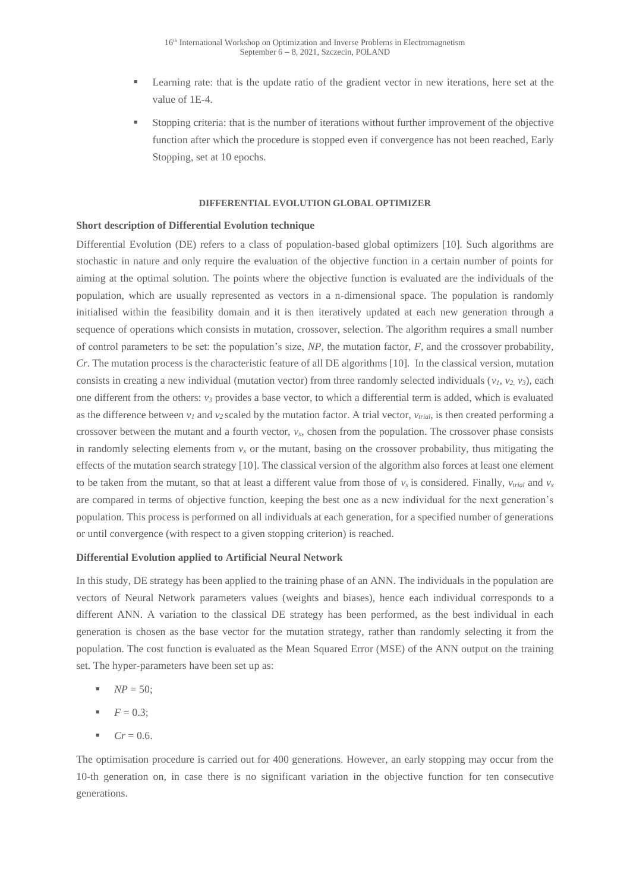- Learning rate: that is the update ratio of the gradient vector in new iterations, here set at the value of 1E-4.
- Stopping criteria: that is the number of iterations without further improvement of the objective function after which the procedure is stopped even if convergence has not been reached, Early Stopping, set at 10 epochs.

## DIFFERENTIAL EVOLUTION GLOBAL OPTIMIZER

### Short description of Differential Evolution technique

Differential Evolution (DE) refers to a class of population-based global optimizers [10]. Such algorithms are stochastic in nature and only require the evaluation of the objective function in a certain number of points for aiming at the optimal solution. The points where the objective function is evaluated are the individuals of the population, which are usually represented as vectors in a n-dimensional space. The population is randomly initialised within the feasibility domain and it is then iteratively updated at each new generation through a sequence of operations which consists in mutation, crossover, selection. The algorithm requires a small number of control parameters to be set: the population's size, *NP*, the mutation factor, *F*, and the crossover probability, *Cr*. The mutation process is the characteristic feature of all DE algorithms [10]. In the classical version, mutation consists in creating a new individual (mutation vector) from three randomly selected individuals ($v_1$, $v_2$, $v_3$), each one different from the others: $v_3$ provides a base vector, to which a differential term is added, which is evaluated as the difference between $v_1$ and $v_2$ scaled by the mutation factor. A trial vector, $v_{trial}$, is then created performing a crossover between the mutant and a fourth vector, $v_x$, chosen from the population. The crossover phase consists in randomly selecting elements from $v_x$ or the mutant, basing on the crossover probability, thus mitigating the effects of the mutation search strategy [10]. The classical version of the algorithm also forces at least one element to be taken from the mutant, so that at least a different value from those of $v_x$ is considered. Finally, $v_{trial}$ and $v_x$ are compared in terms of objective function, keeping the best one as a new individual for the next generation's population. This process is performed on all individuals at each generation, for a specified number of generations or until convergence (with respect to a given stopping criterion) is reached.

### Differential Evolution applied to Artificial Neural Network

In this study, DE strategy has been applied to the training phase of an ANN. The individuals in the population are vectors of Neural Network parameters values (weights and biases), hence each individual corresponds to a different ANN. A variation to the classical DE strategy has been performed, as the best individual in each generation is chosen as the base vector for the mutation strategy, rather than randomly selecting it from the population. The cost function is evaluated as the Mean Squared Error (MSE) of the ANN output on the training set. The hyper-parameters have been set up as:

- $NP = 50$;
- $F = 0.3$;
- $Cr = 0.6$.

The optimisation procedure is carried out for 400 generations. However, an early stopping may occur from the 10-th generation on, in case there is no significant variation in the objective function for ten consecutive generations.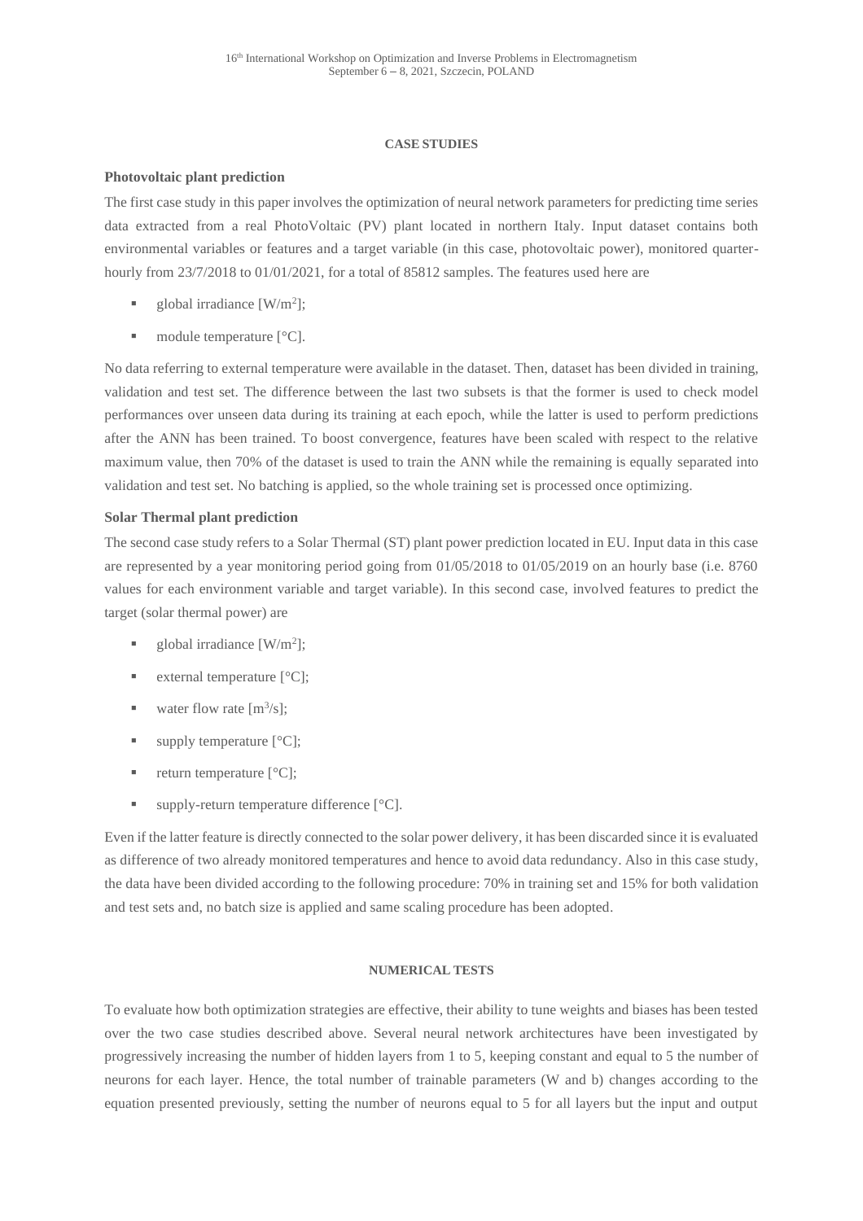## CASE STUDIES

### Photovoltaic plant prediction

The first case study in this paper involves the optimization of neural network parameters for predicting time series data extracted from a real PhotoVoltaic (PV) plant located in northern Italy. Input dataset contains both environmental variables or features and a target variable (in this case, photovoltaic power), monitored quarter-hourly from 23/7/2018 to 01/01/2021, for a total of 85812 samples. The features used here are

- global irradiance [W/m$^2$];
- module temperature [°C].

No data referring to external temperature were available in the dataset. Then, dataset has been divided in training, validation and test set. The difference between the last two subsets is that the former is used to check model performances over unseen data during its training at each epoch, while the latter is used to perform predictions after the ANN has been trained. To boost convergence, features have been scaled with respect to the relative maximum value, then 70% of the dataset is used to train the ANN while the remaining is equally separated into validation and test set. No batching is applied, so the whole training set is processed once optimizing.

### Solar Thermal plant prediction

The second case study refers to a Solar Thermal (ST) plant power prediction located in EU. Input data in this case are represented by a year monitoring period going from 01/05/2018 to 01/05/2019 on an hourly base (i.e. 8760 values for each environment variable and target variable). In this second case, involved features to predict the target (solar thermal power) are

- global irradiance [W/m$^2$];
- external temperature [°C];
- water flow rate [m$^3$/s];
- supply temperature [°C];
- return temperature [°C];
- supply-return temperature difference [°C].

Even if the latter feature is directly connected to the solar power delivery, it has been discarded since it is evaluated as difference of two already monitored temperatures and hence to avoid data redundancy. Also in this case study, the data have been divided according to the following procedure: 70% in training set and 15% for both validation and test sets and, no batch size is applied and same scaling procedure has been adopted.

## NUMERICAL TESTS

To evaluate how both optimization strategies are effective, their ability to tune weights and biases has been tested over the two case studies described above. Several neural network architectures have been investigated by progressively increasing the number of hidden layers from 1 to 5, keeping constant and equal to 5 the number of neurons for each layer. Hence, the total number of trainable parameters (W and b) changes according to the equation presented previously, setting the number of neurons equal to 5 for all layers but the input and output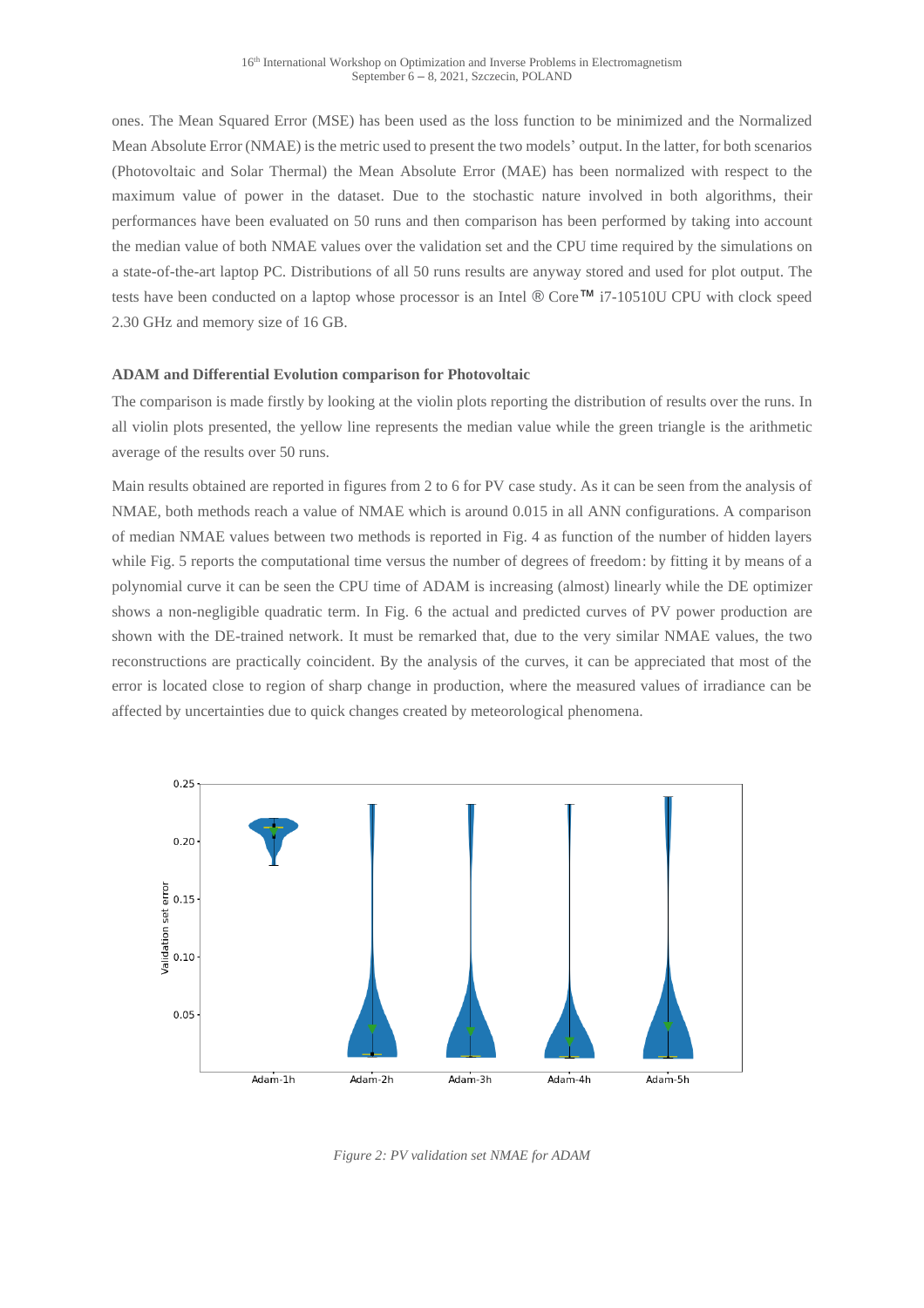ones. The Mean Squared Error (MSE) has been used as the loss function to be minimized and the Normalized Mean Absolute Error (NMAE) is the metric used to present the two models' output. In the latter, for both scenarios (Photovoltaic and Solar Thermal) the Mean Absolute Error (MAE) has been normalized with respect to the maximum value of power in the dataset. Due to the stochastic nature involved in both algorithms, their performances have been evaluated on 50 runs and then comparison has been performed by taking into account the median value of both NMAE values over the validation set and the CPU time required by the simulations on a state-of-the-art laptop PC. Distributions of all 50 runs results are anyway stored and used for plot output. The tests have been conducted on a laptop whose processor is an Intel ® Core™ i7-10510U CPU with clock speed 2.30 GHz and memory size of 16 GB.

**ADAM and Differential Evolution comparison for Photovoltaic**

The comparison is made firstly by looking at the violin plots reporting the distribution of results over the runs. In all violin plots presented, the yellow line represents the median value while the green triangle is the arithmetic average of the results over 50 runs.

Main results obtained are reported in figures from 2 to 6 for PV case study. As it can be seen from the analysis of NMAE, both methods reach a value of NMAE which is around 0.015 in all ANN configurations. A comparison of median NMAE values between two methods is reported in Fig. 4 as function of the number of hidden layers while Fig. 5 reports the computational time versus the number of degrees of freedom: by fitting it by means of a polynomial curve it can be seen the CPU time of ADAM is increasing (almost) linearly while the DE optimizer shows a non-negligible quadratic term. In Fig. 6 the actual and predicted curves of PV power production are shown with the DE-trained network. It must be remarked that, due to the very similar NMAE values, the two reconstructions are practically coincident. By the analysis of the curves, it can be appreciated that most of the error is located close to region of sharp change in production, where the measured values of irradiance can be affected by uncertainties due to quick changes created by meteorological phenomena.

*Figure 2: PV validation set NMAE for ADAM*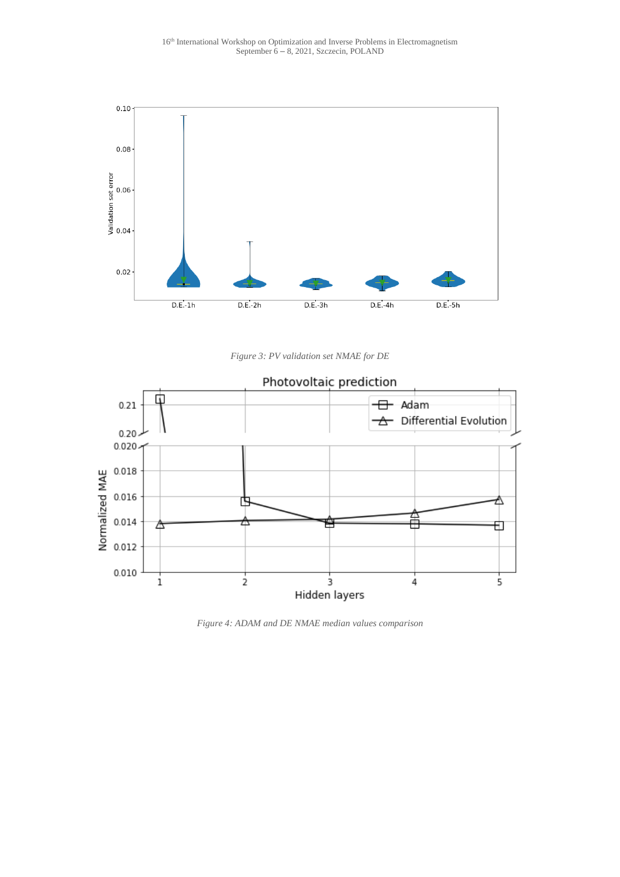Figure 3: PV validation set NMAE for DE

Figure 4: ADAM and DE NMAE median values comparison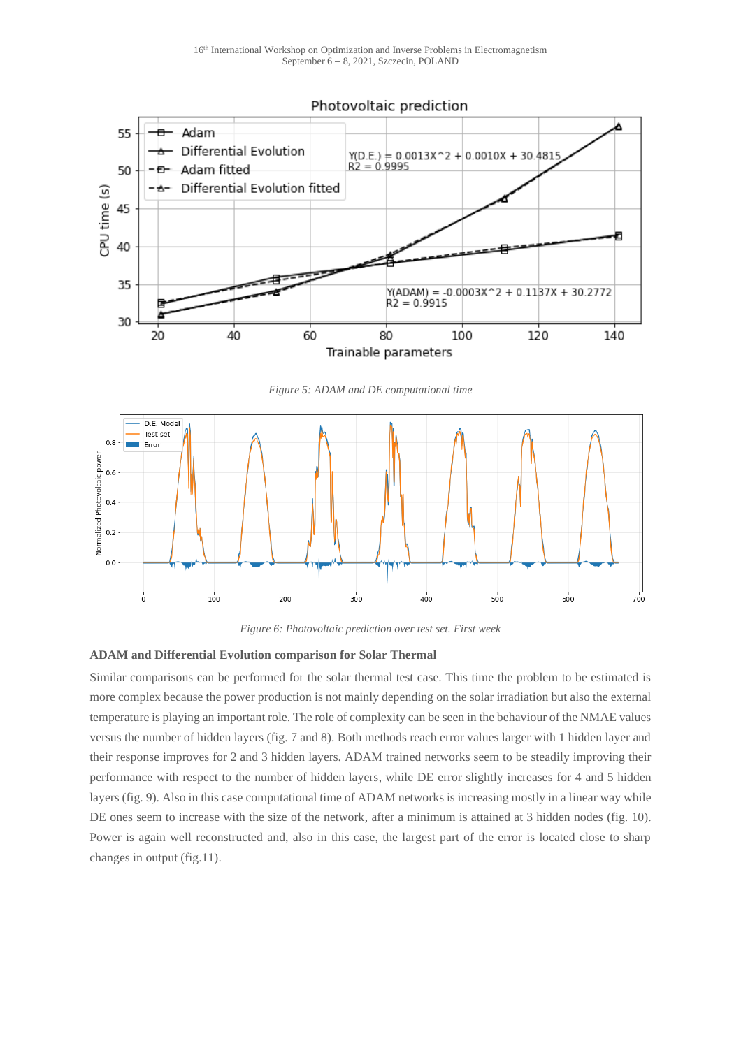*Figure 5: ADAM and DE computational time*

*Figure 6: Photovoltaic prediction over test set. First week*

**ADAM and Differential Evolution comparison for Solar Thermal**

Similar comparisons can be performed for the solar thermal test case. This time the problem to be estimated is more complex because the power production is not mainly depending on the solar irradiation but also the external temperature is playing an important role. The role of complexity can be seen in the behaviour of the NMAE values versus the number of hidden layers (fig. 7 and 8). Both methods reach error values larger with 1 hidden layer and their response improves for 2 and 3 hidden layers. ADAM trained networks seem to be steadily improving their performance with respect to the number of hidden layers, while DE error slightly increases for 4 and 5 hidden layers (fig. 9). Also in this case computational time of ADAM networks is increasing mostly in a linear way while DE ones seem to increase with the size of the network, after a minimum is attained at 3 hidden nodes (fig. 10). Power is again well reconstructed and, also in this case, the largest part of the error is located close to sharp changes in output (fig.11).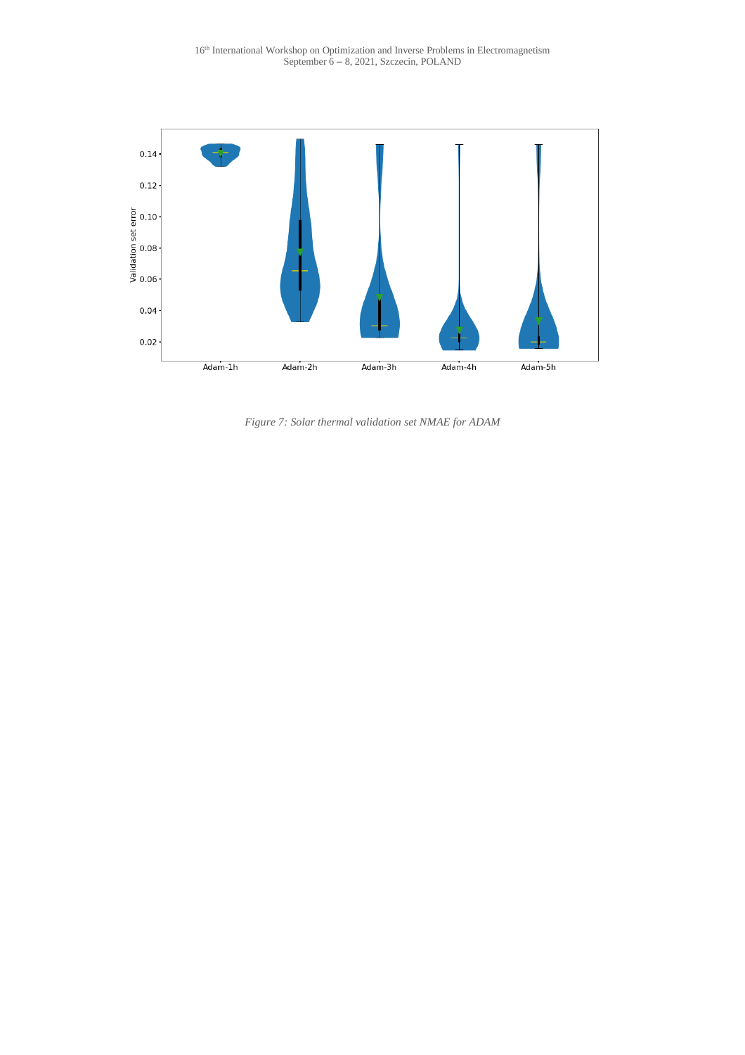Figure 7: Solar thermal validation set NMAE for ADAM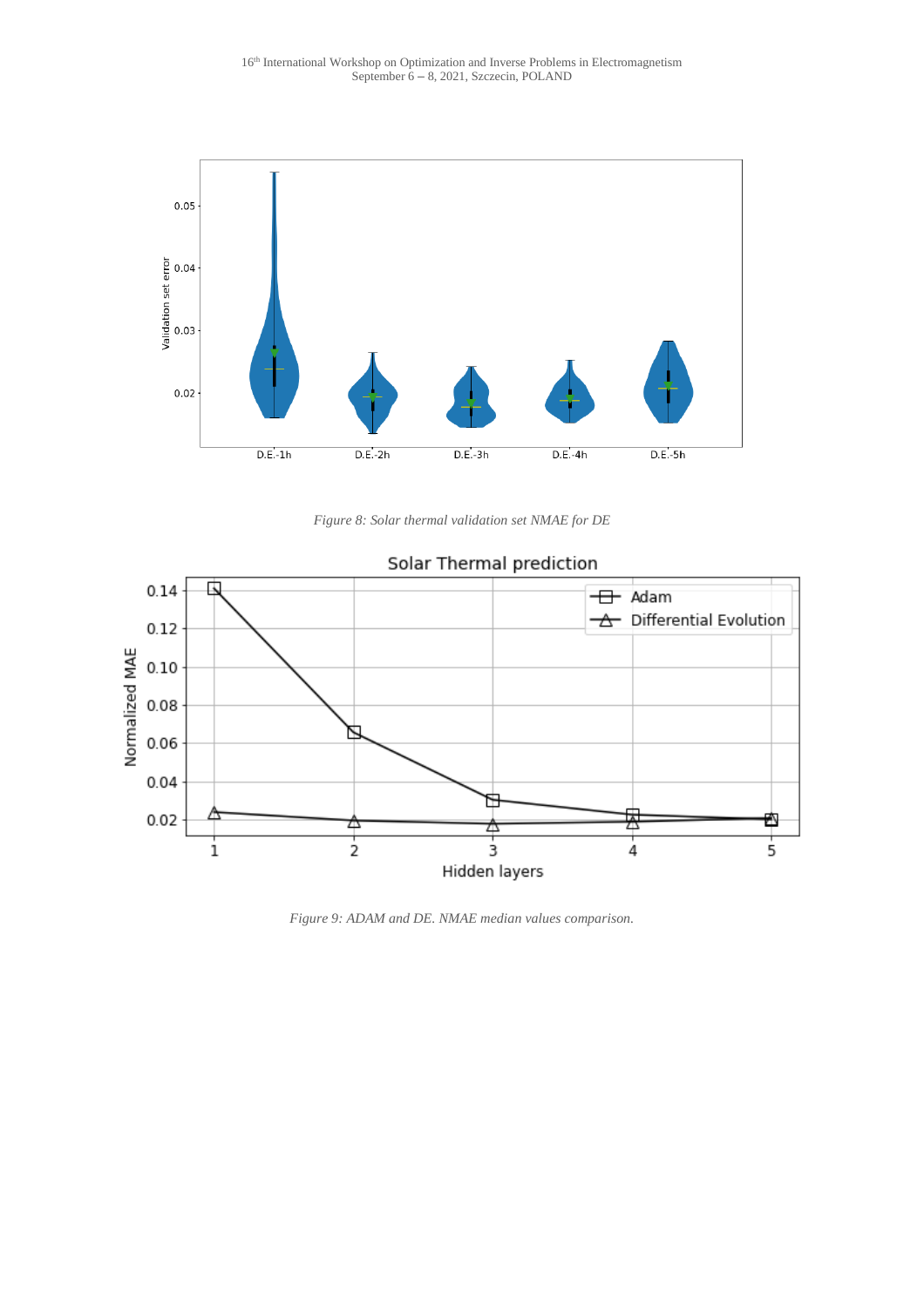*Figure 8: Solar thermal validation set NMAE for DE*

*Figure 9: ADAM and DE. NMAE median values comparison.*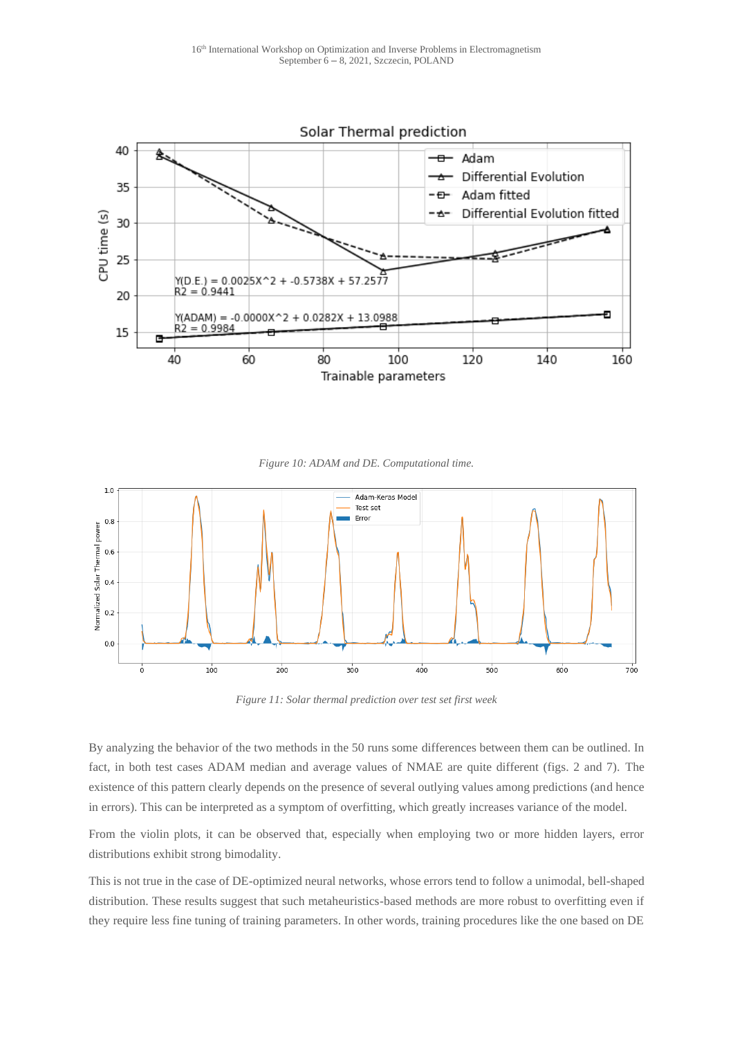*Figure 10: ADAM and DE. Computational time.*

*Figure 11: Solar thermal prediction over test set first week*

By analyzing the behavior of the two methods in the 50 runs some differences between them can be outlined. In fact, in both test cases ADAM median and average values of NMAE are quite different (figs. 2 and 7). The existence of this pattern clearly depends on the presence of several outlying values among predictions (and hence in errors). This can be interpreted as a symptom of overfitting, which greatly increases variance of the model.

From the violin plots, it can be observed that, especially when employing two or more hidden layers, error distributions exhibit strong bimodality.

This is not true in the case of DE-optimized neural networks, whose errors tend to follow a unimodal, bell-shaped distribution. These results suggest that such metaheuristics-based methods are more robust to overfitting even if they require less fine tuning of training parameters. In other words, training procedures like the one based on DE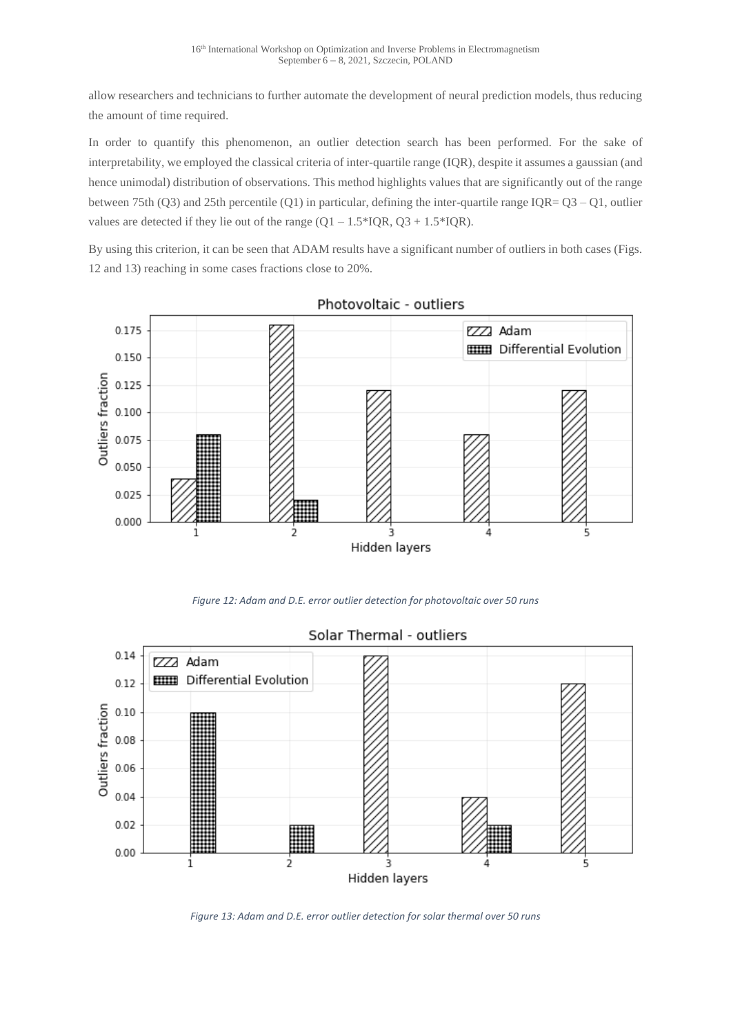allow researchers and technicians to further automate the development of neural prediction models, thus reducing the amount of time required.

In order to quantify this phenomenon, an outlier detection search has been performed. For the sake of interpretability, we employed the classical criteria of inter-quartile range (IQR), despite it assumes a gaussian (and hence unimodal) distribution of observations. This method highlights values that are significantly out of the range between 75th (Q3) and 25th percentile (Q1) in particular, defining the inter-quartile range IQR= Q3 – Q1, outlier values are detected if they lie out of the range (Q1 – 1.5*IQR, Q3 + 1.5*IQR).

By using this criterion, it can be seen that ADAM results have a significant number of outliers in both cases (Figs. 12 and 13) reaching in some cases fractions close to 20%.

*Figure 12: Adam and D.E. error outlier detection for photovoltaic over 50 runs*

*Figure 13: Adam and D.E. error outlier detection for solar thermal over 50 runs*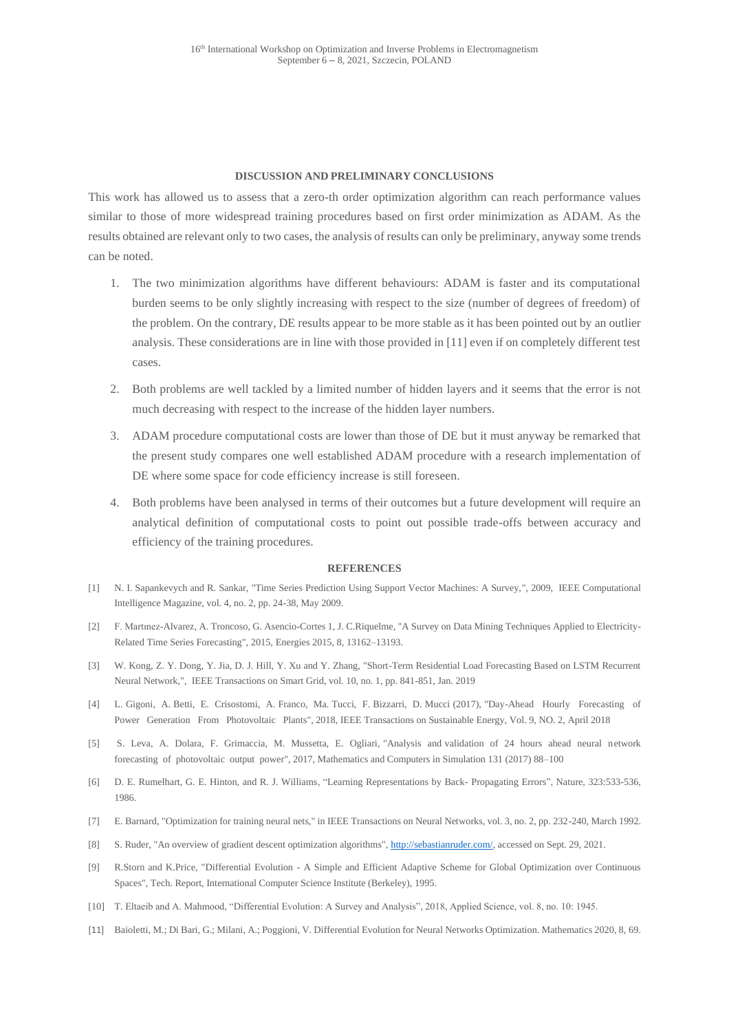## DISCUSSION AND PRELIMINARY CONCLUSIONS

This work has allowed us to assess that a zero-th order optimization algorithm can reach performance values similar to those of more widespread training procedures based on first order minimization as ADAM. As the results obtained are relevant only to two cases, the analysis of results can only be preliminary, anyway some trends can be noted.

1. The two minimization algorithms have different behaviours: ADAM is faster and its computational burden seems to be only slightly increasing with respect to the size (number of degrees of freedom) of the problem. On the contrary, DE results appear to be more stable as it has been pointed out by an outlier analysis. These considerations are in line with those provided in [11] even if on completely different test cases.
2. Both problems are well tackled by a limited number of hidden layers and it seems that the error is not much decreasing with respect to the increase of the hidden layer numbers.
3. ADAM procedure computational costs are lower than those of DE but it must anyway be remarked that the present study compares one well established ADAM procedure with a research implementation of DE where some space for code efficiency increase is still foreseen.
4. Both problems have been analysed in terms of their outcomes but a future development will require an analytical definition of computational costs to point out possible trade-offs between accuracy and efficiency of the training procedures.

## REFERENCES

[1] N. I. Sapankevych and R. Sankar, "Time Series Prediction Using Support Vector Machines: A Survey,", 2009, IEEE Computational Intelligence Magazine, vol. 4, no. 2, pp. 24-38, May 2009.

[2] F. Martınez-Alvarez, A. Troncoso, G. Asencio-Cortes 1, J. C.Riquelme, "A Survey on Data Mining Techniques Applied to Electricity-Related Time Series Forecasting", 2015, Energies 2015, 8, 13162–13193.

[3] W. Kong, Z. Y. Dong, Y. Jia, D. J. Hill, Y. Xu and Y. Zhang, "Short-Term Residential Load Forecasting Based on LSTM Recurrent Neural Network,", IEEE Transactions on Smart Grid, vol. 10, no. 1, pp. 841-851, Jan. 2019

[4] L. Gigoni, A. Betti, E. Crisostomi, A. Franco, Ma. Tucci, F. Bizzarri, D. Mucci (2017), "Day-Ahead Hourly Forecasting of Power Generation From Photovoltaic Plants", 2018, IEEE Transactions on Sustainable Energy, Vol. 9, NO. 2, April 2018

[5] S. Leva, A. Dolara, F. Grimaccia, M. Mussetta, E. Ogliari, "Analysis and validation of 24 hours ahead neural network forecasting of photovoltaic output power", 2017, Mathematics and Computers in Simulation 131 (2017) 88–100

[6] D. E. Rumelhart, G. E. Hinton, and R. J. Williams, "Learning Representations by Back- Propagating Errors", Nature, 323:533-536, 1986.

[7] E. Barnard, "Optimization for training neural nets," in IEEE Transactions on Neural Networks, vol. 3, no. 2, pp. 232-240, March 1992.

[8] S. Ruder, "An overview of gradient descent optimization algorithms", http://sebastianruder.com/, accessed on Sept. 29, 2021.

[9] R.Storn and K.Price, "Differential Evolution - A Simple and Efficient Adaptive Scheme for Global Optimization over Continuous Spaces", Tech. Report, International Computer Science Institute (Berkeley), 1995.

[10] T. Eltaeib and A. Mahmood, "Differential Evolution: A Survey and Analysis", 2018, Applied Science, vol. 8, no. 10: 1945.

[11] Baioletti, M.; Di Bari, G.; Milani, A.; Poggioni, V. Differential Evolution for Neural Networks Optimization. Mathematics 2020, 8, 69.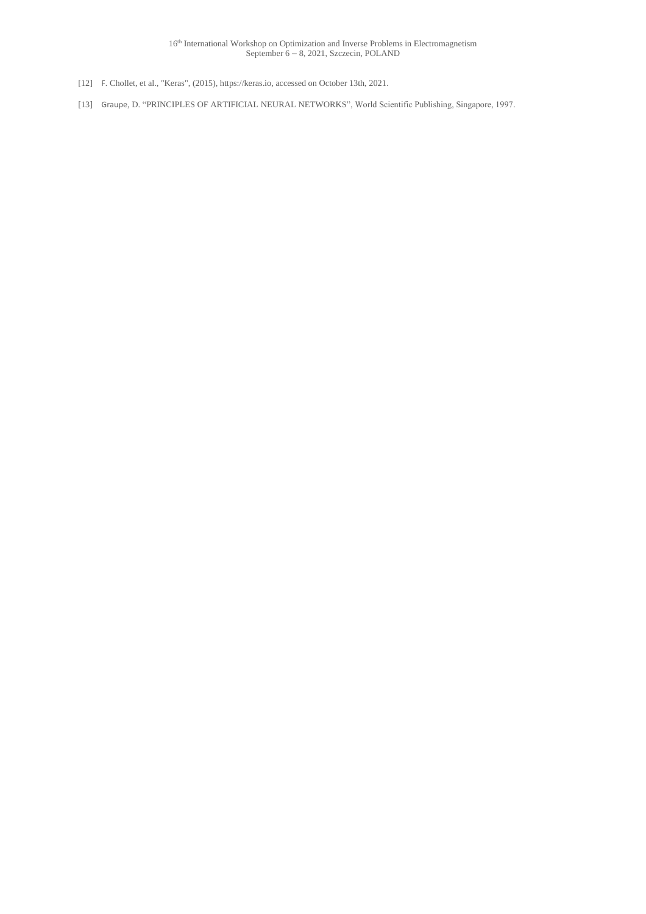[12] F. Chollet, et al., "Keras", (2015), https://keras.io, accessed on October 13th, 2021.

[13] Graupe, D. "PRINCIPLES OF ARTIFICIAL NEURAL NETWORKS", World Scientific Publishing, Singapore, 1997.